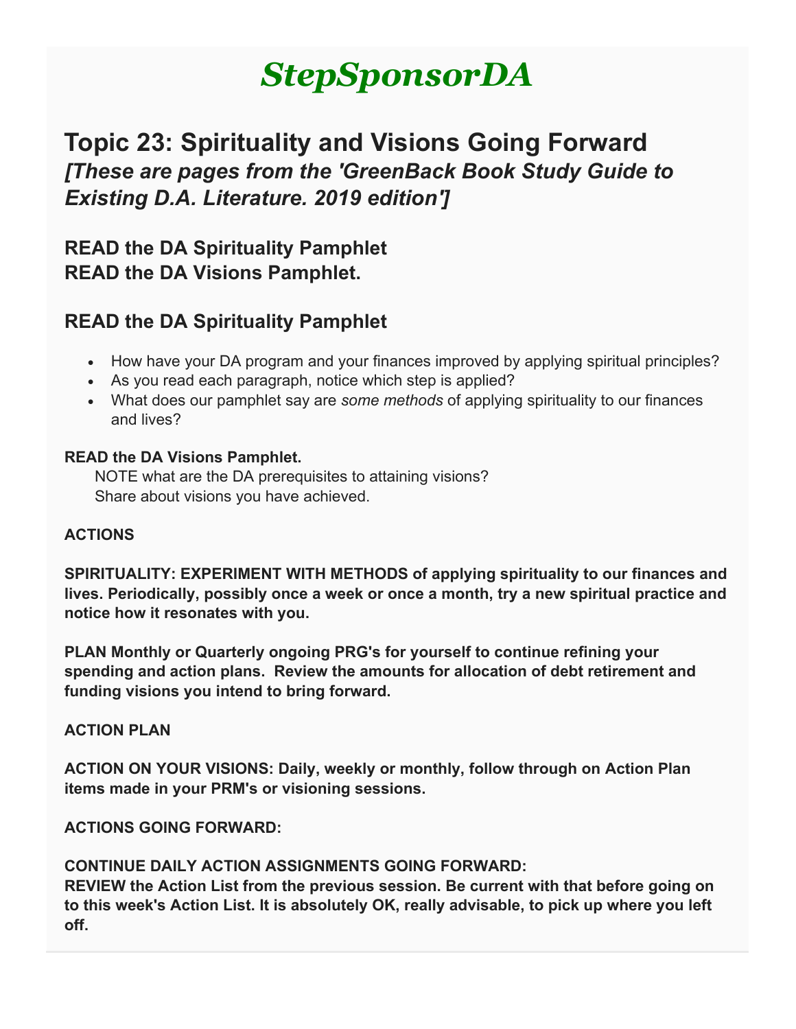# *StepSponsorDA*

## Topic 23: Spirituality and Visions Going Forward
### *[These are pages from the 'GreenBack Book Study Guide to Existing D.A. Literature. 2019 edition']*

### READ the DA Spirituality Pamphlet
### READ the DA Visions Pamphlet.

### READ the DA Spirituality Pamphlet

- How have your DA program and your finances improved by applying spiritual principles?
- As you read each paragraph, notice which step is applied?
- What does our pamphlet say are *some methods* of applying spirituality to our finances and lives?

**READ the DA Visions Pamphlet.**

NOTE what are the DA prerequisites to attaining visions?
Share about visions you have achieved.

**ACTIONS**

**SPIRITUALITY: EXPERIMENT WITH METHODS of applying spirituality to our finances and lives. Periodically, possibly once a week or once a month, try a new spiritual practice and notice how it resonates with you.**

**PLAN Monthly or Quarterly ongoing PRG's for yourself to continue refining your spending and action plans. Review the amounts for allocation of debt retirement and funding visions you intend to bring forward.**

**ACTION PLAN**

**ACTION ON YOUR VISIONS: Daily, weekly or monthly, follow through on Action Plan items made in your PRM's or visioning sessions.**

**ACTIONS GOING FORWARD:**

**CONTINUE DAILY ACTION ASSIGNMENTS GOING FORWARD:**
**REVIEW the Action List from the previous session. Be current with that before going on to this week's Action List. It is absolutely OK, really advisable, to pick up where you left off.**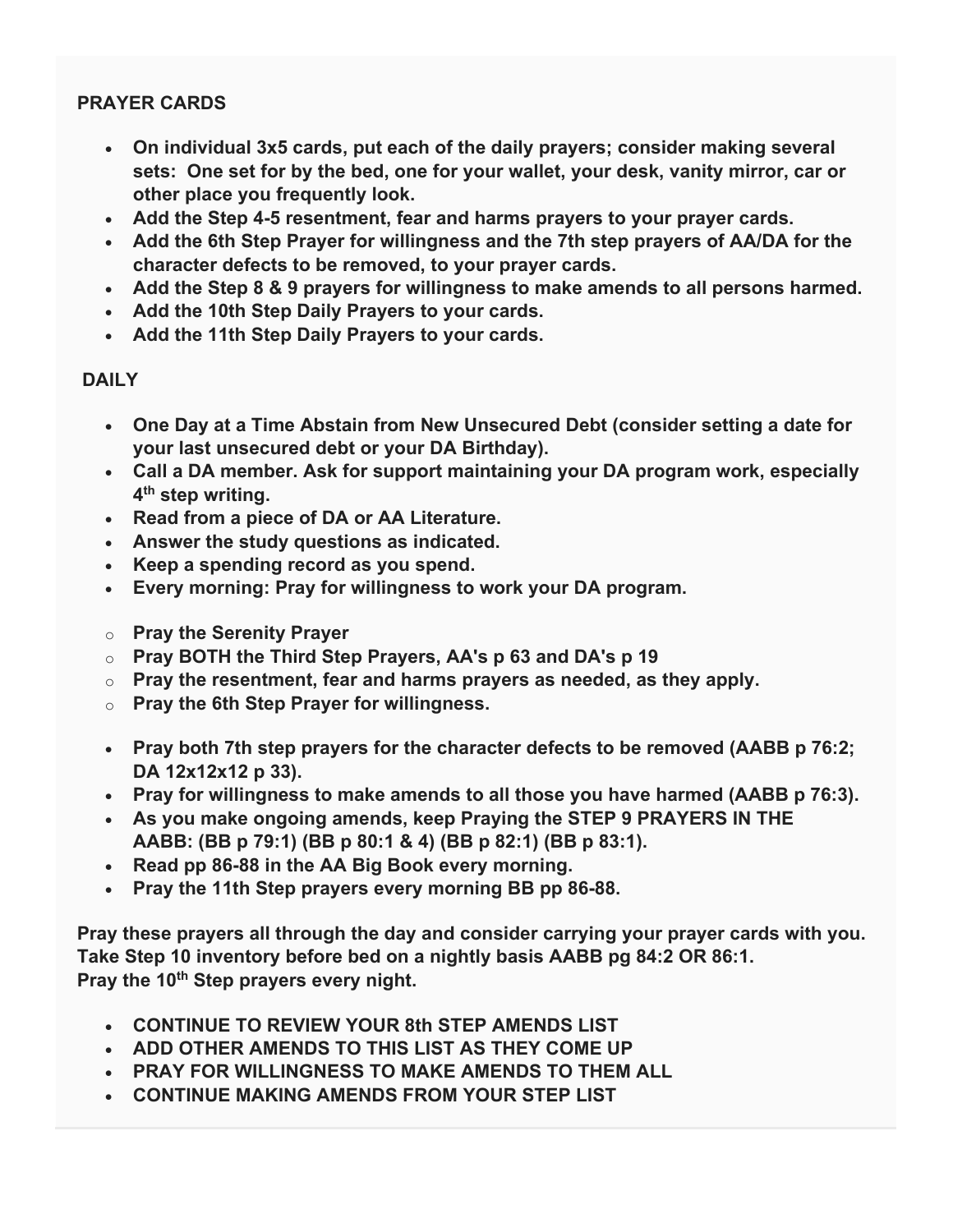**PRAYER CARDS**

- **On individual 3x5 cards, put each of the daily prayers; consider making several sets: One set for by the bed, one for your wallet, your desk, vanity mirror, car or other place you frequently look.**
- **Add the Step 4-5 resentment, fear and harms prayers to your prayer cards.**
- **Add the 6th Step Prayer for willingness and the 7th step prayers of AA/DA for the character defects to be removed, to your prayer cards.**
- **Add the Step 8 & 9 prayers for willingness to make amends to all persons harmed.**
- **Add the 10th Step Daily Prayers to your cards.**
- **Add the 11th Step Daily Prayers to your cards.**

**DAILY**

- **One Day at a Time Abstain from New Unsecured Debt (consider setting a date for your last unsecured debt or your DA Birthday).**
- **Call a DA member. Ask for support maintaining your DA program work, especially 4th step writing.**
- **Read from a piece of DA or AA Literature.**
- **Answer the study questions as indicated.**
- **Keep a spending record as you spend.**
- **Every morning: Pray for willingness to work your DA program.**
  - **Pray the Serenity Prayer**
  - **Pray BOTH the Third Step Prayers, AA's p 63 and DA's p 19**
  - **Pray the resentment, fear and harms prayers as needed, as they apply.**
  - **Pray the 6th Step Prayer for willingness.**
- **Pray both 7th step prayers for the character defects to be removed (AABB p 76:2; DA 12x12x12 p 33).**
- **Pray for willingness to make amends to all those you have harmed (AABB p 76:3).**
- **As you make ongoing amends, keep Praying the STEP 9 PRAYERS IN THE AABB: (BB p 79:1) (BB p 80:1 & 4) (BB p 82:1) (BB p 83:1).**
- **Read pp 86-88 in the AA Big Book every morning.**
- **Pray the 11th Step prayers every morning BB pp 86-88.**

**Pray these prayers all through the day and consider carrying your prayer cards with you.**
**Take Step 10 inventory before bed on a nightly basis AABB pg 84:2 OR 86:1.**
**Pray the 10th Step prayers every night.**

- **CONTINUE TO REVIEW YOUR 8th STEP AMENDS LIST**
- **ADD OTHER AMENDS TO THIS LIST AS THEY COME UP**
- **PRAY FOR WILLINGNESS TO MAKE AMENDS TO THEM ALL**
- **CONTINUE MAKING AMENDS FROM YOUR STEP LIST**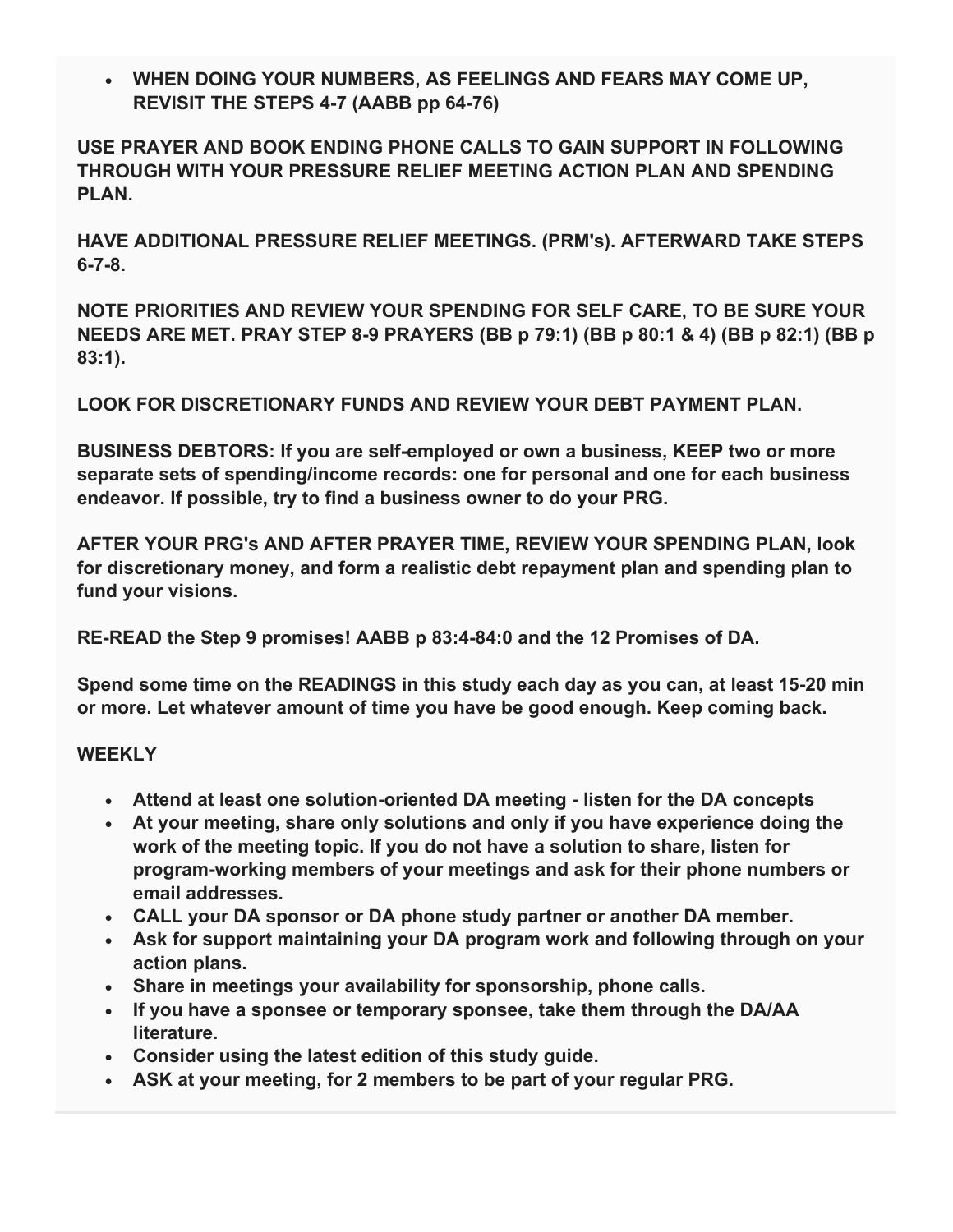- **WHEN DOING YOUR NUMBERS, AS FEELINGS AND FEARS MAY COME UP, REVISIT THE STEPS 4-7 (AABB pp 64-76)**

**USE PRAYER AND BOOK ENDING PHONE CALLS TO GAIN SUPPORT IN FOLLOWING THROUGH WITH YOUR PRESSURE RELIEF MEETING ACTION PLAN AND SPENDING PLAN.**

**HAVE ADDITIONAL PRESSURE RELIEF MEETINGS. (PRM's). AFTERWARD TAKE STEPS 6-7-8.**

**NOTE PRIORITIES AND REVIEW YOUR SPENDING FOR SELF CARE, TO BE SURE YOUR NEEDS ARE MET. PRAY STEP 8-9 PRAYERS (BB p 79:1) (BB p 80:1 & 4) (BB p 82:1) (BB p 83:1).**

**LOOK FOR DISCRETIONARY FUNDS AND REVIEW YOUR DEBT PAYMENT PLAN.**

**BUSINESS DEBTORS: If you are self-employed or own a business, KEEP two or more separate sets of spending/income records: one for personal and one for each business endeavor. If possible, try to find a business owner to do your PRG.**

**AFTER YOUR PRG's AND AFTER PRAYER TIME, REVIEW YOUR SPENDING PLAN, look for discretionary money, and form a realistic debt repayment plan and spending plan to fund your visions.**

**RE-READ the Step 9 promises! AABB p 83:4-84:0 and the 12 Promises of DA.**

**Spend some time on the READINGS in this study each day as you can, at least 15-20 min or more. Let whatever amount of time you have be good enough. Keep coming back.**

**WEEKLY**

- **Attend at least one solution-oriented DA meeting - listen for the DA concepts**
- **At your meeting, share only solutions and only if you have experience doing the work of the meeting topic. If you do not have a solution to share, listen for program-working members of your meetings and ask for their phone numbers or email addresses.**
- **CALL your DA sponsor or DA phone study partner or another DA member.**
- **Ask for support maintaining your DA program work and following through on your action plans.**
- **Share in meetings your availability for sponsorship, phone calls.**
- **If you have a sponsee or temporary sponsee, take them through the DA/AA literature.**
- **Consider using the latest edition of this study guide.**
- **ASK at your meeting, for 2 members to be part of your regular PRG.**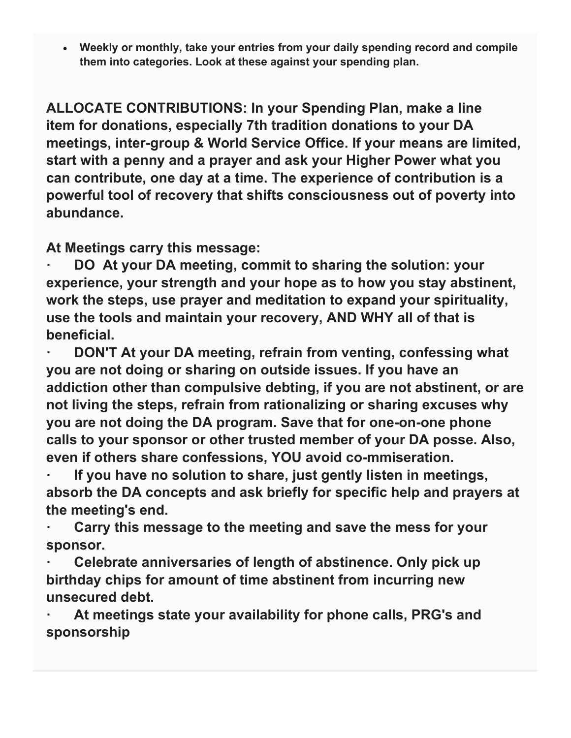- **Weekly or monthly, take your entries from your daily spending record and compile them into categories. Look at these against your spending plan.**

**ALLOCATE CONTRIBUTIONS: In your Spending Plan, make a line item for donations, especially 7th tradition donations to your DA meetings, inter-group & World Service Office. If your means are limited, start with a penny and a prayer and ask your Higher Power what you can contribute, one day at a time. The experience of contribution is a powerful tool of recovery that shifts consciousness out of poverty into abundance.**

**At Meetings carry this message:**

- **DO At your DA meeting, commit to sharing the solution: your experience, your strength and your hope as to how you stay abstinent, work the steps, use prayer and meditation to expand your spirituality, use the tools and maintain your recovery, AND WHY all of that is beneficial.**
- **DON'T At your DA meeting, refrain from venting, confessing what you are not doing or sharing on outside issues. If you have an addiction other than compulsive debting, if you are not abstinent, or are not living the steps, refrain from rationalizing or sharing excuses why you are not doing the DA program. Save that for one-on-one phone calls to your sponsor or other trusted member of your DA posse. Also, even if others share confessions, YOU avoid co-mmiseration.**
- **If you have no solution to share, just gently listen in meetings, absorb the DA concepts and ask briefly for specific help and prayers at the meeting's end.**
- **Carry this message to the meeting and save the mess for your sponsor.**
- **Celebrate anniversaries of length of abstinence. Only pick up birthday chips for amount of time abstinent from incurring new unsecured debt.**
- **At meetings state your availability for phone calls, PRG's and sponsorship**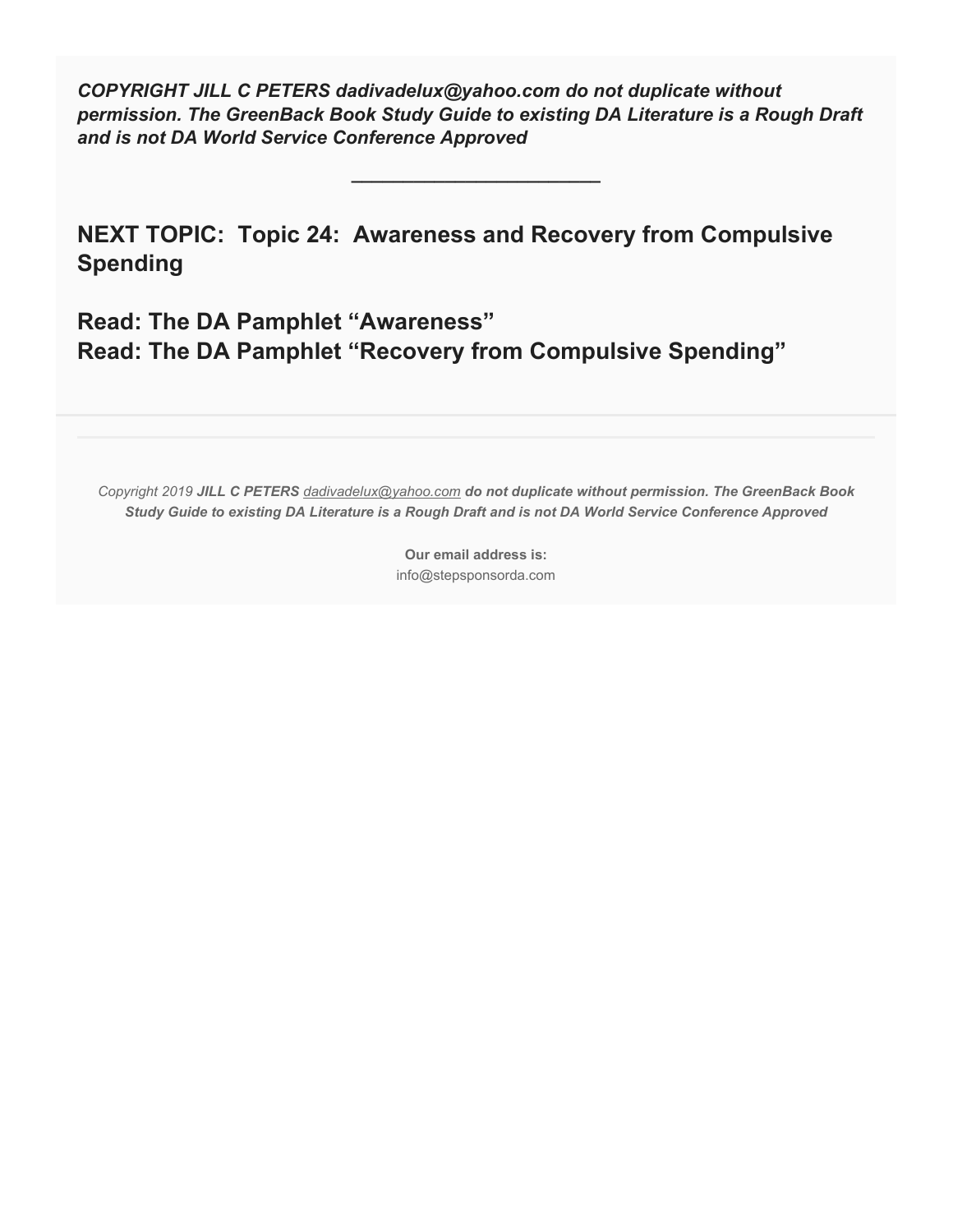***COPYRIGHT JILL C PETERS dadivadelux@yahoo.com do not duplicate without permission. The GreenBack Book Study Guide to existing DA Literature is a Rough Draft and is not DA World Service Conference Approved***

**______________________**

## NEXT TOPIC: Topic 24: Awareness and Recovery from Compulsive Spending

## Read: The DA Pamphlet “Awareness”
## Read: The DA Pamphlet “Recovery from Compulsive Spending”

---

*Copyright 2019* ***JILL C PETERS*** *dadivadelux@yahoo.com* ***do not duplicate without permission. The GreenBack Book Study Guide to existing DA Literature is a Rough Draft and is not DA World Service Conference Approved***

**Our email address is:**
info@stepsponsorda.com